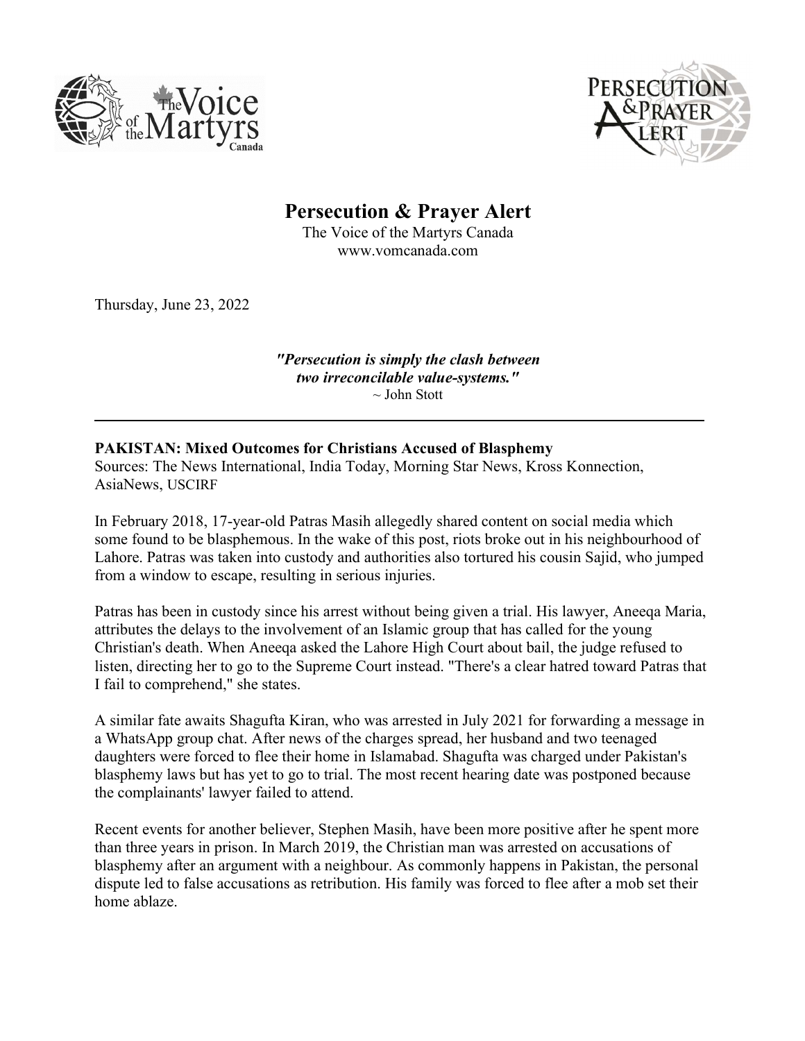# Persecution & Prayer Alert

The Voice of the Martyrs Canada
www.vomcanada.com

Thursday, June 23, 2022

***"Persecution is simply the clash between two irreconcilable value-systems."***
~ John Stott

---

**PAKISTAN: Mixed Outcomes for Christians Accused of Blasphemy**
Sources: The News International, India Today, Morning Star News, Kross Konnection, AsiaNews, USCIRF

In February 2018, 17-year-old Patras Masih allegedly shared content on social media which some found to be blasphemous. In the wake of this post, riots broke out in his neighbourhood of Lahore. Patras was taken into custody and authorities also tortured his cousin Sajid, who jumped from a window to escape, resulting in serious injuries.

Patras has been in custody since his arrest without being given a trial. His lawyer, Aneeqa Maria, attributes the delays to the involvement of an Islamic group that has called for the young Christian's death. When Aneeqa asked the Lahore High Court about bail, the judge refused to listen, directing her to go to the Supreme Court instead. "There's a clear hatred toward Patras that I fail to comprehend," she states.

A similar fate awaits Shagufta Kiran, who was arrested in July 2021 for forwarding a message in a WhatsApp group chat. After news of the charges spread, her husband and two teenaged daughters were forced to flee their home in Islamabad. Shagufta was charged under Pakistan's blasphemy laws but has yet to go to trial. The most recent hearing date was postponed because the complainants' lawyer failed to attend.

Recent events for another believer, Stephen Masih, have been more positive after he spent more than three years in prison. In March 2019, the Christian man was arrested on accusations of blasphemy after an argument with a neighbour. As commonly happens in Pakistan, the personal dispute led to false accusations as retribution. His family was forced to flee after a mob set their home ablaze.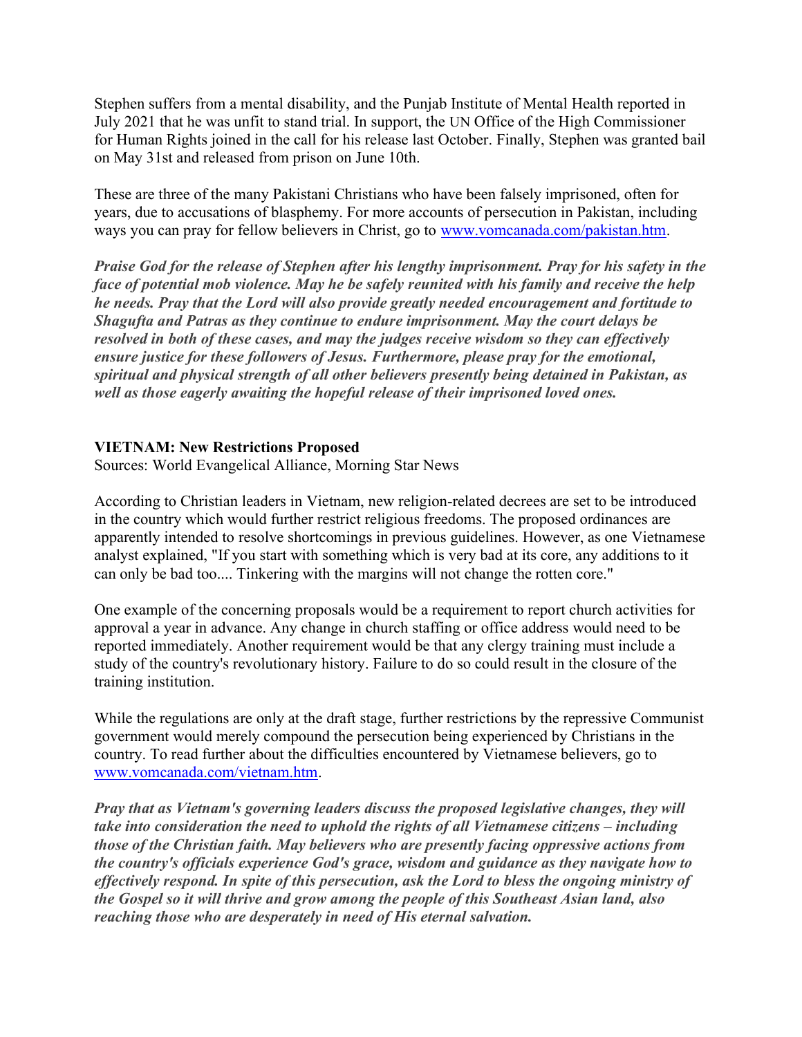Stephen suffers from a mental disability, and the Punjab Institute of Mental Health reported in July 2021 that he was unfit to stand trial. In support, the UN Office of the High Commissioner for Human Rights joined in the call for his release last October. Finally, Stephen was granted bail on May 31st and released from prison on June 10th.

These are three of the many Pakistani Christians who have been falsely imprisoned, often for years, due to accusations of blasphemy. For more accounts of persecution in Pakistan, including ways you can pray for fellow believers in Christ, go to [www.vomcanada.com/pakistan.htm](www.vomcanada.com/pakistan.htm).

***Praise God for the release of Stephen after his lengthy imprisonment. Pray for his safety in the face of potential mob violence. May he be safely reunited with his family and receive the help he needs. Pray that the Lord will also provide greatly needed encouragement and fortitude to Shagufta and Patras as they continue to endure imprisonment. May the court delays be resolved in both of these cases, and may the judges receive wisdom so they can effectively ensure justice for these followers of Jesus. Furthermore, please pray for the emotional, spiritual and physical strength of all other believers presently being detained in Pakistan, as well as those eagerly awaiting the hopeful release of their imprisoned loved ones.***

**VIETNAM: New Restrictions Proposed**
Sources: World Evangelical Alliance, Morning Star News

According to Christian leaders in Vietnam, new religion-related decrees are set to be introduced in the country which would further restrict religious freedoms. The proposed ordinances are apparently intended to resolve shortcomings in previous guidelines. However, as one Vietnamese analyst explained, "If you start with something which is very bad at its core, any additions to it can only be bad too.... Tinkering with the margins will not change the rotten core."

One example of the concerning proposals would be a requirement to report church activities for approval a year in advance. Any change in church staffing or office address would need to be reported immediately. Another requirement would be that any clergy training must include a study of the country's revolutionary history. Failure to do so could result in the closure of the training institution.

While the regulations are only at the draft stage, further restrictions by the repressive Communist government would merely compound the persecution being experienced by Christians in the country. To read further about the difficulties encountered by Vietnamese believers, go to [www.vomcanada.com/vietnam.htm](www.vomcanada.com/vietnam.htm).

***Pray that as Vietnam's governing leaders discuss the proposed legislative changes, they will take into consideration the need to uphold the rights of all Vietnamese citizens – including those of the Christian faith. May believers who are presently facing oppressive actions from the country's officials experience God's grace, wisdom and guidance as they navigate how to effectively respond. In spite of this persecution, ask the Lord to bless the ongoing ministry of the Gospel so it will thrive and grow among the people of this Southeast Asian land, also reaching those who are desperately in need of His eternal salvation.***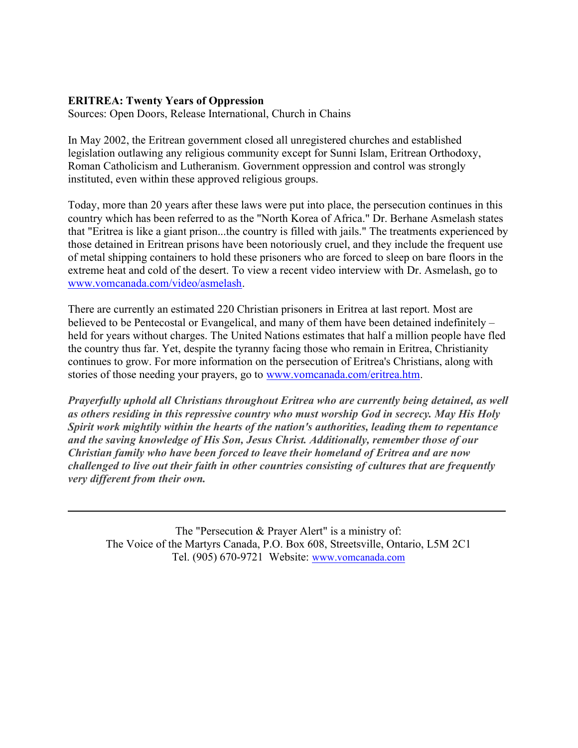**ERITREA: Twenty Years of Oppression**
Sources: Open Doors, Release International, Church in Chains

In May 2002, the Eritrean government closed all unregistered churches and established legislation outlawing any religious community except for Sunni Islam, Eritrean Orthodoxy, Roman Catholicism and Lutheranism. Government oppression and control was strongly instituted, even within these approved religious groups.

Today, more than 20 years after these laws were put into place, the persecution continues in this country which has been referred to as the "North Korea of Africa." Dr. Berhane Asmelash states that "Eritrea is like a giant prison...the country is filled with jails." The treatments experienced by those detained in Eritrean prisons have been notoriously cruel, and they include the frequent use of metal shipping containers to hold these prisoners who are forced to sleep on bare floors in the extreme heat and cold of the desert. To view a recent video interview with Dr. Asmelash, go to www.vomcanada.com/video/asmelash.

There are currently an estimated 220 Christian prisoners in Eritrea at last report. Most are believed to be Pentecostal or Evangelical, and many of them have been detained indefinitely – held for years without charges. The United Nations estimates that half a million people have fled the country thus far. Yet, despite the tyranny facing those who remain in Eritrea, Christianity continues to grow. For more information on the persecution of Eritrea's Christians, along with stories of those needing your prayers, go to www.vomcanada.com/eritrea.htm.

***Prayerfully uphold all Christians throughout Eritrea who are currently being detained, as well as others residing in this repressive country who must worship God in secrecy. May His Holy Spirit work mightily within the hearts of the nation's authorities, leading them to repentance and the saving knowledge of His Son, Jesus Christ. Additionally, remember those of our Christian family who have been forced to leave their homeland of Eritrea and are now challenged to live out their faith in other countries consisting of cultures that are frequently very different from their own.***

---

The "Persecution & Prayer Alert" is a ministry of:
The Voice of the Martyrs Canada, P.O. Box 608, Streetsville, Ontario, L5M 2C1
Tel. (905) 670-9721 Website: www.vomcanada.com